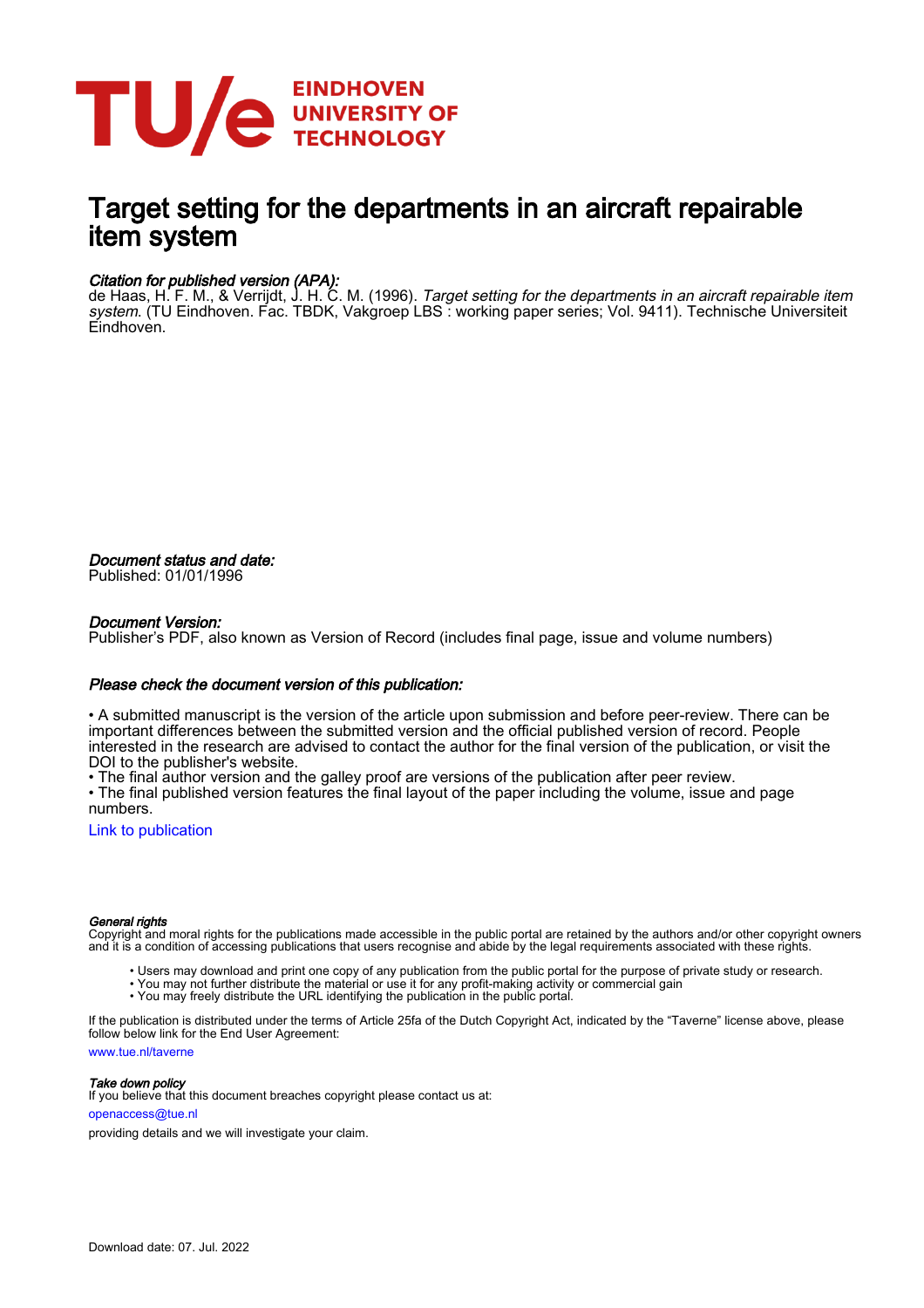# Target setting for the departments in an aircraft repairable item system

*Citation for published version (APA):*
de Haas, H. F. M., & Verrijdt, J. H. C. M. (1996). *Target setting for the departments in an aircraft repairable item system*. (TU Eindhoven. Fac. TBDK, Vakgroep LBS : working paper series; Vol. 9411). Technische Universiteit Eindhoven.

*Document status and date:*
Published: 01/01/1996

*Document Version:*
Publisher's PDF, also known as Version of Record (includes final page, issue and volume numbers)

*Please check the document version of this publication:*

• A submitted manuscript is the version of the article upon submission and before peer-review. There can be important differences between the submitted version and the official published version of record. People interested in the research are advised to contact the author for the final version of the publication, or visit the DOI to the publisher's website.
• The final author version and the galley proof are versions of the publication after peer review.
• The final published version features the final layout of the paper including the volume, issue and page numbers.

Link to publication

*General rights*
Copyright and moral rights for the publications made accessible in the public portal are retained by the authors and/or other copyright owners and it is a condition of accessing publications that users recognise and abide by the legal requirements associated with these rights.

• Users may download and print one copy of any publication from the public portal for the purpose of private study or research.
• You may not further distribute the material or use it for any profit-making activity or commercial gain
• You may freely distribute the URL identifying the publication in the public portal.

If the publication is distributed under the terms of Article 25fa of the Dutch Copyright Act, indicated by the "Taverne" license above, please follow below link for the End User Agreement:

www.tue.nl/taverne

*Take down policy*
If you believe that this document breaches copyright please contact us at:

openaccess@tue.nl

providing details and we will investigate your claim.

Download date: 07. Jul. 2022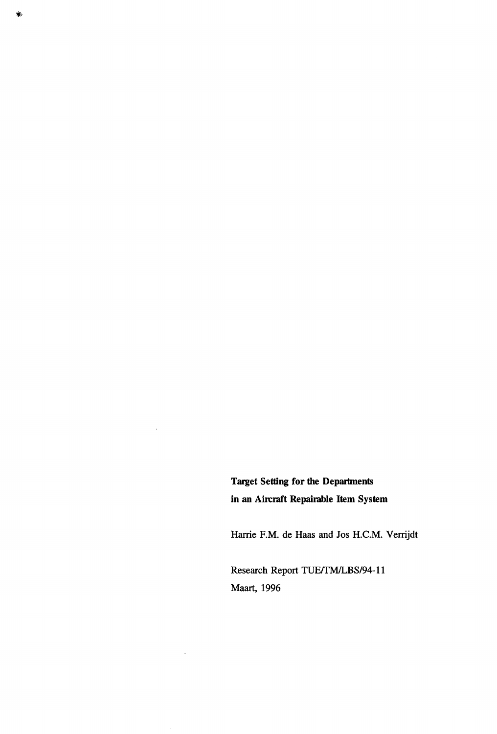**Target Setting for the Departments in an Aircraft Repairable Item System**

Harrie F.M. de Haas and Jos H.C.M. Verrijdt

Research Report TUE/TM/LBS/94-11

Maart, 1996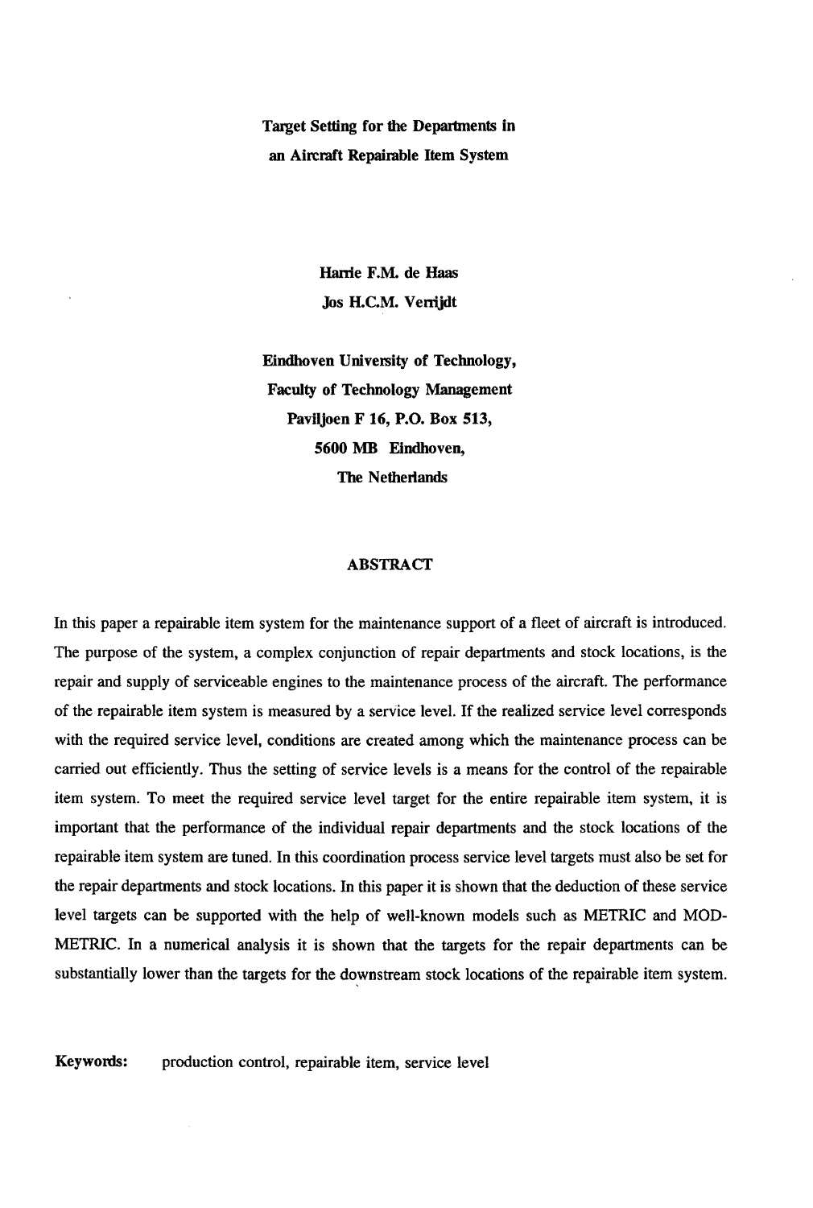# Target Setting for the Departments in an Aircraft Repairable Item System

**Harrie F.M. de Haas**
**Jos H.C.M. Verrijdt**

**Eindhoven University of Technology,**
**Faculty of Technology Management**
**Paviljoen F 16, P.O. Box 513,**
**5600 MB Eindhoven,**
**The Netherlands**

## ABSTRACT

In this paper a repairable item system for the maintenance support of a fleet of aircraft is introduced. The purpose of the system, a complex conjunction of repair departments and stock locations, is the repair and supply of serviceable engines to the maintenance process of the aircraft. The performance of the repairable item system is measured by a service level. If the realized service level corresponds with the required service level, conditions are created among which the maintenance process can be carried out efficiently. Thus the setting of service levels is a means for the control of the repairable item system. To meet the required service level target for the entire repairable item system, it is important that the performance of the individual repair departments and the stock locations of the repairable item system are tuned. In this coordination process service level targets must also be set for the repair departments and stock locations. In this paper it is shown that the deduction of these service level targets can be supported with the help of well-known models such as METRIC and MOD-METRIC. In a numerical analysis it is shown that the targets for the repair departments can be substantially lower than the targets for the downstream stock locations of the repairable item system.

**Keywords:** production control, repairable item, service level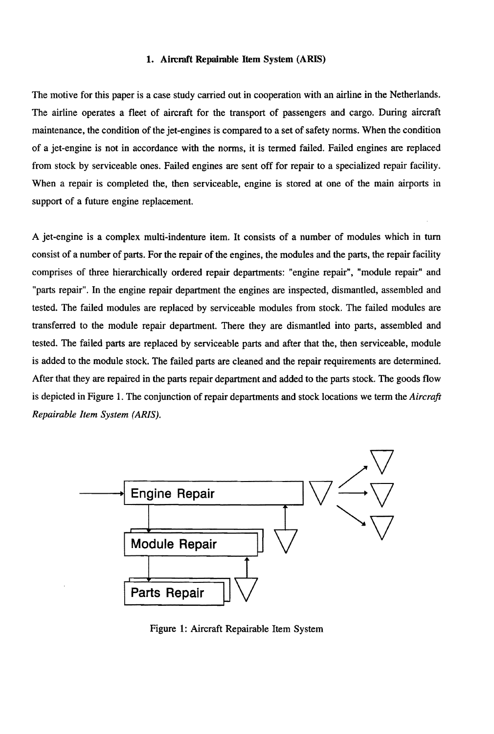## 1. Aircraft Repairable Item System (ARIS)

The motive for this paper is a case study carried out in cooperation with an airline in the Netherlands. The airline operates a fleet of aircraft for the transport of passengers and cargo. During aircraft maintenance, the condition of the jet-engines is compared to a set of safety norms. When the condition of a jet-engine is not in accordance with the norms, it is termed failed. Failed engines are replaced from stock by serviceable ones. Failed engines are sent off for repair to a specialized repair facility. When a repair is completed the, then serviceable, engine is stored at one of the main airports in support of a future engine replacement.

A jet-engine is a complex multi-indenture item. It consists of a number of modules which in turn consist of a number of parts. For the repair of the engines, the modules and the parts, the repair facility comprises of three hierarchically ordered repair departments: "engine repair", "module repair" and "parts repair". In the engine repair department the engines are inspected, dismantled, assembled and tested. The failed modules are replaced by serviceable modules from stock. The failed modules are transferred to the module repair department. There they are dismantled into parts, assembled and tested. The failed parts are replaced by serviceable parts and after that the, then serviceable, module is added to the module stock. The failed parts are cleaned and the repair requirements are determined. After that they are repaired in the parts repair department and added to the parts stock. The goods flow is depicted in Figure 1. The conjunction of repair departments and stock locations we term the *Aircraft Repairable Item System (ARIS)*.

Engine Repair

Module Repair

Parts Repair

Figure 1: Aircraft Repairable Item System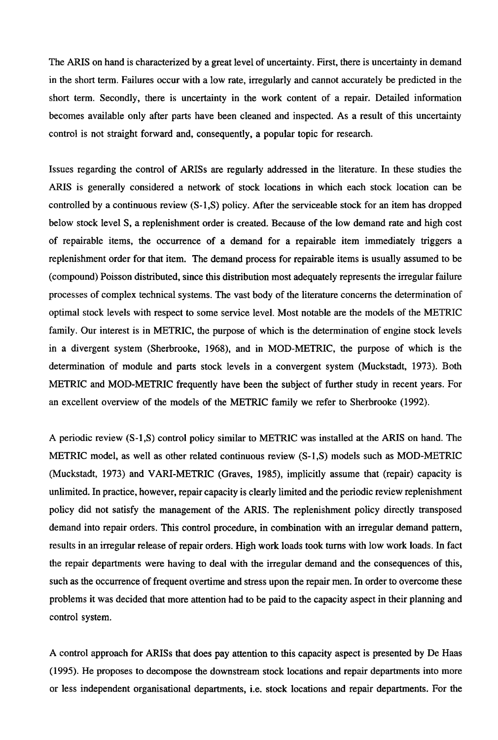The ARIS on hand is characterized by a great level of uncertainty. First, there is uncertainty in demand in the short term. Failures occur with a low rate, irregularly and cannot accurately be predicted in the short term. Secondly, there is uncertainty in the work content of a repair. Detailed information becomes available only after parts have been cleaned and inspected. As a result of this uncertainty control is not straight forward and, consequently, a popular topic for research.

Issues regarding the control of ARISs are regularly addressed in the literature. In these studies the ARIS is generally considered a network of stock locations in which each stock location can be controlled by a continuous review (S-1,S) policy. After the serviceable stock for an item has dropped below stock level S, a replenishment order is created. Because of the low demand rate and high cost of repairable items, the occurrence of a demand for a repairable item immediately triggers a replenishment order for that item. The demand process for repairable items is usually assumed to be (compound) Poisson distributed, since this distribution most adequately represents the irregular failure processes of complex technical systems. The vast body of the literature concerns the determination of optimal stock levels with respect to some service level. Most notable are the models of the METRIC family. Our interest is in METRIC, the purpose of which is the determination of engine stock levels in a divergent system (Sherbrooke, 1968), and in MOD-METRIC, the purpose of which is the determination of module and parts stock levels in a convergent system (Muckstadt, 1973). Both METRIC and MOD-METRIC frequently have been the subject of further study in recent years. For an excellent overview of the models of the METRIC family we refer to Sherbrooke (1992).

A periodic review (S-1,S) control policy similar to METRIC was installed at the ARIS on hand. The METRIC model, as well as other related continuous review (S-1,S) models such as MOD-METRIC (Muckstadt, 1973) and VARI-METRIC (Graves, 1985), implicitly assume that (repair) capacity is unlimited. In practice, however, repair capacity is clearly limited and the periodic review replenishment policy did not satisfy the management of the ARIS. The replenishment policy directly transposed demand into repair orders. This control procedure, in combination with an irregular demand pattern, results in an irregular release of repair orders. High work loads took turns with low work loads. In fact the repair departments were having to deal with the irregular demand and the consequences of this, such as the occurrence of frequent overtime and stress upon the repair men. In order to overcome these problems it was decided that more attention had to be paid to the capacity aspect in their planning and control system.

A control approach for ARISs that does pay attention to this capacity aspect is presented by De Haas (1995). He proposes to decompose the downstream stock locations and repair departments into more or less independent organisational departments, i.e. stock locations and repair departments. For the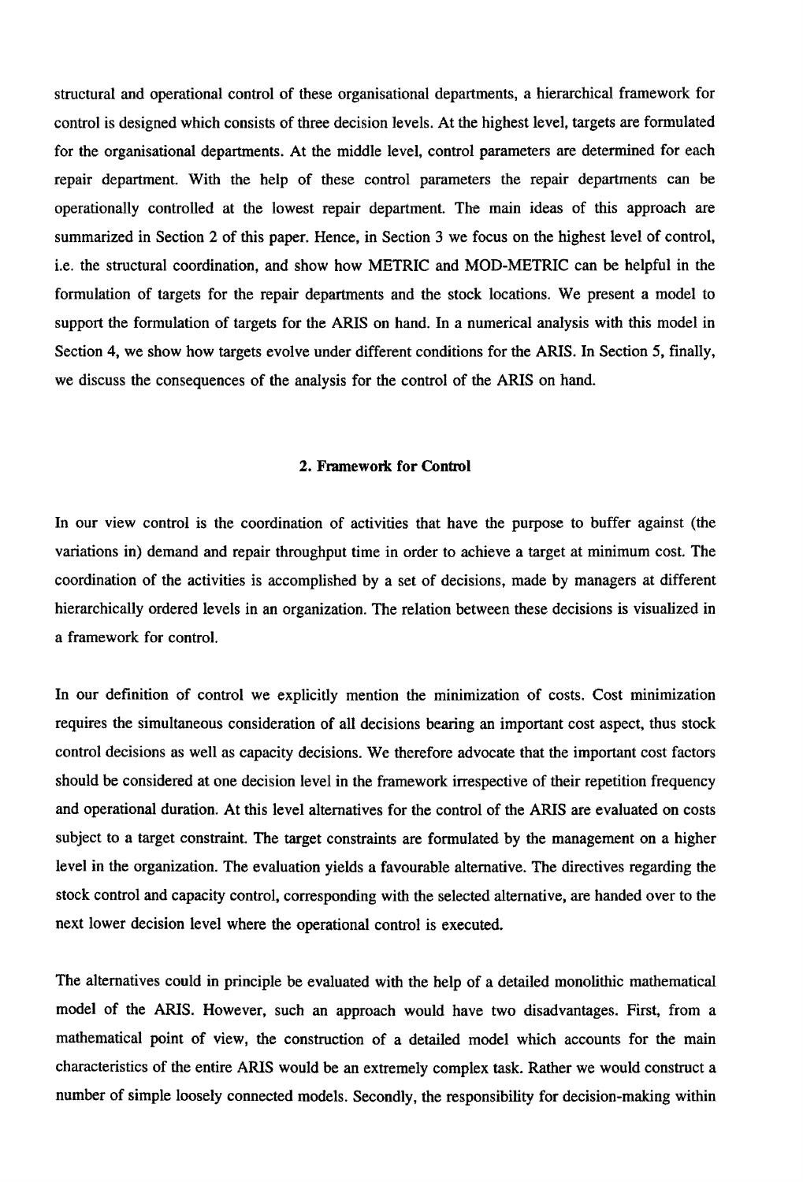structural and operational control of these organisational departments, a hierarchical framework for control is designed which consists of three decision levels. At the highest level, targets are formulated for the organisational departments. At the middle level, control parameters are determined for each repair department. With the help of these control parameters the repair departments can be operationally controlled at the lowest repair department. The main ideas of this approach are summarized in Section 2 of this paper. Hence, in Section 3 we focus on the highest level of control, i.e. the structural coordination, and show how METRIC and MOD-METRIC can be helpful in the formulation of targets for the repair departments and the stock locations. We present a model to support the formulation of targets for the ARIS on hand. In a numerical analysis with this model in Section 4, we show how targets evolve under different conditions for the ARIS. In Section 5, finally, we discuss the consequences of the analysis for the control of the ARIS on hand.

## 2. Framework for Control

In our view control is the coordination of activities that have the purpose to buffer against (the variations in) demand and repair throughput time in order to achieve a target at minimum cost. The coordination of the activities is accomplished by a set of decisions, made by managers at different hierarchically ordered levels in an organization. The relation between these decisions is visualized in a framework for control.

In our definition of control we explicitly mention the minimization of costs. Cost minimization requires the simultaneous consideration of all decisions bearing an important cost aspect, thus stock control decisions as well as capacity decisions. We therefore advocate that the important cost factors should be considered at one decision level in the framework irrespective of their repetition frequency and operational duration. At this level alternatives for the control of the ARIS are evaluated on costs subject to a target constraint. The target constraints are formulated by the management on a higher level in the organization. The evaluation yields a favourable alternative. The directives regarding the stock control and capacity control, corresponding with the selected alternative, are handed over to the next lower decision level where the operational control is executed.

The alternatives could in principle be evaluated with the help of a detailed monolithic mathematical model of the ARIS. However, such an approach would have two disadvantages. First, from a mathematical point of view, the construction of a detailed model which accounts for the main characteristics of the entire ARIS would be an extremely complex task. Rather we would construct a number of simple loosely connected models. Secondly, the responsibility for decision-making within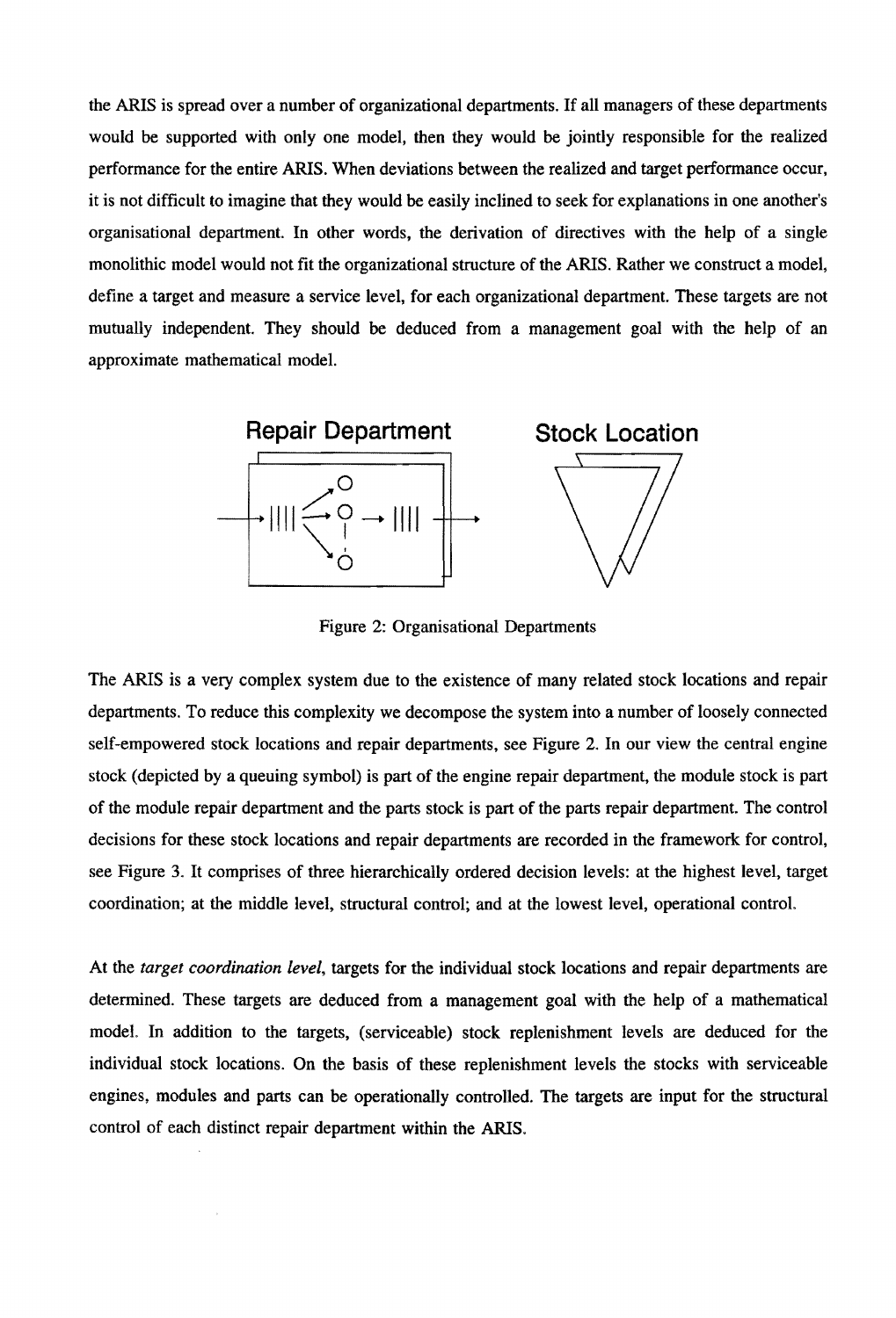the ARIS is spread over a number of organizational departments. If all managers of these departments would be supported with only one model, then they would be jointly responsible for the realized performance for the entire ARIS. When deviations between the realized and target performance occur, it is not difficult to imagine that they would be easily inclined to seek for explanations in one another's organisational department. In other words, the derivation of directives with the help of a single monolithic model would not fit the organizational structure of the ARIS. Rather we construct a model, define a target and measure a service level, for each organizational department. These targets are not mutually independent. They should be deduced from a management goal with the help of an approximate mathematical model.

Repair Department    Stock Location

Figure 2: Organisational Departments

The ARIS is a very complex system due to the existence of many related stock locations and repair departments. To reduce this complexity we decompose the system into a number of loosely connected self-empowered stock locations and repair departments, see Figure 2. In our view the central engine stock (depicted by a queuing symbol) is part of the engine repair department, the module stock is part of the module repair department and the parts stock is part of the parts repair department. The control decisions for these stock locations and repair departments are recorded in the framework for control, see Figure 3. It comprises of three hierarchically ordered decision levels: at the highest level, target coordination; at the middle level, structural control; and at the lowest level, operational control.

At the *target coordination level*, targets for the individual stock locations and repair departments are determined. These targets are deduced from a management goal with the help of a mathematical model. In addition to the targets, (serviceable) stock replenishment levels are deduced for the individual stock locations. On the basis of these replenishment levels the stocks with serviceable engines, modules and parts can be operationally controlled. The targets are input for the structural control of each distinct repair department within the ARIS.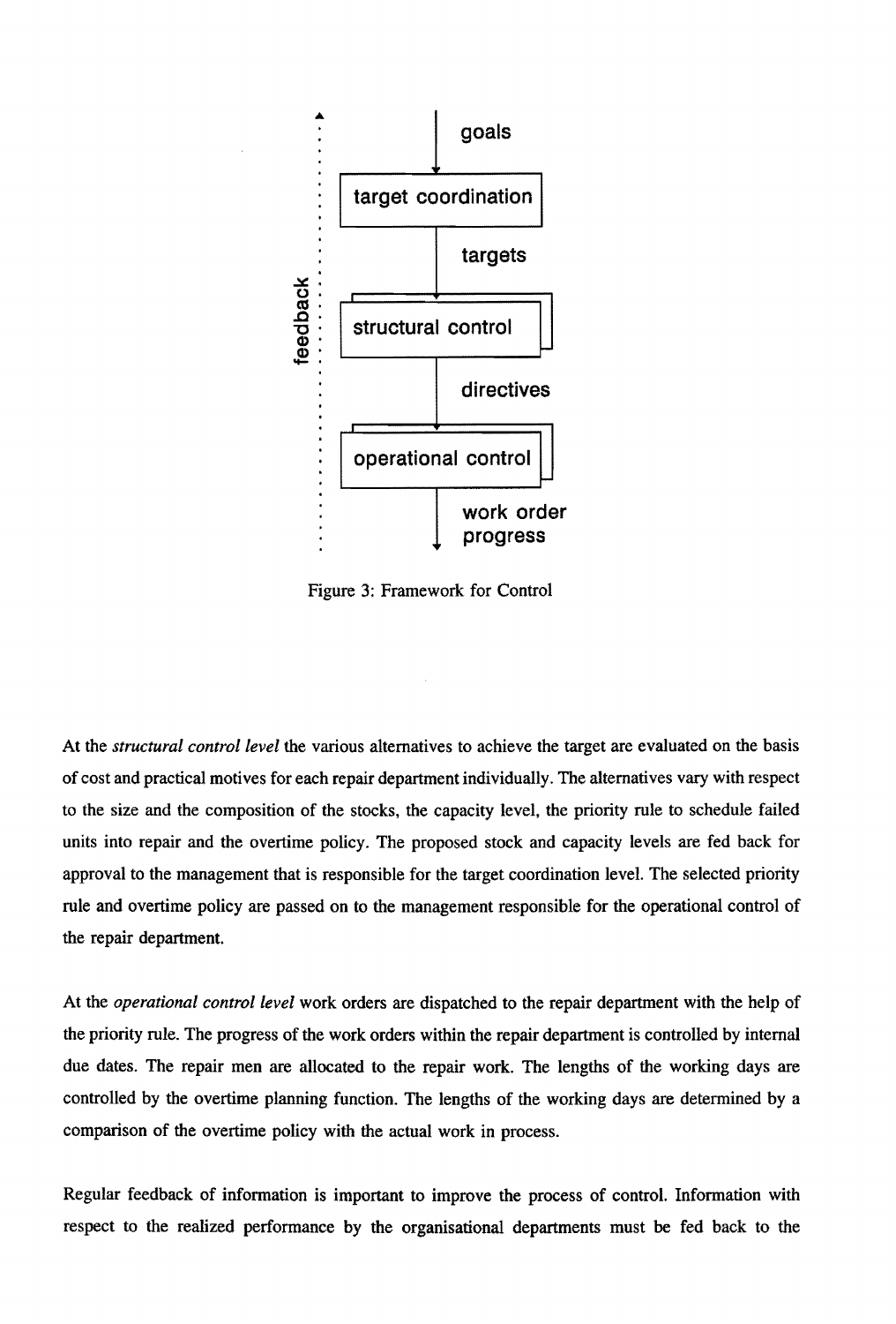Figure 3: Framework for Control

At the *structural control level* the various alternatives to achieve the target are evaluated on the basis of cost and practical motives for each repair department individually. The alternatives vary with respect to the size and the composition of the stocks, the capacity level, the priority rule to schedule failed units into repair and the overtime policy. The proposed stock and capacity levels are fed back for approval to the management that is responsible for the target coordination level. The selected priority rule and overtime policy are passed on to the management responsible for the operational control of the repair department.

At the *operational control level* work orders are dispatched to the repair department with the help of the priority rule. The progress of the work orders within the repair department is controlled by internal due dates. The repair men are allocated to the repair work. The lengths of the working days are controlled by the overtime planning function. The lengths of the working days are determined by a comparison of the overtime policy with the actual work in process.

Regular feedback of information is important to improve the process of control. Information with respect to the realized performance by the organisational departments must be fed back to the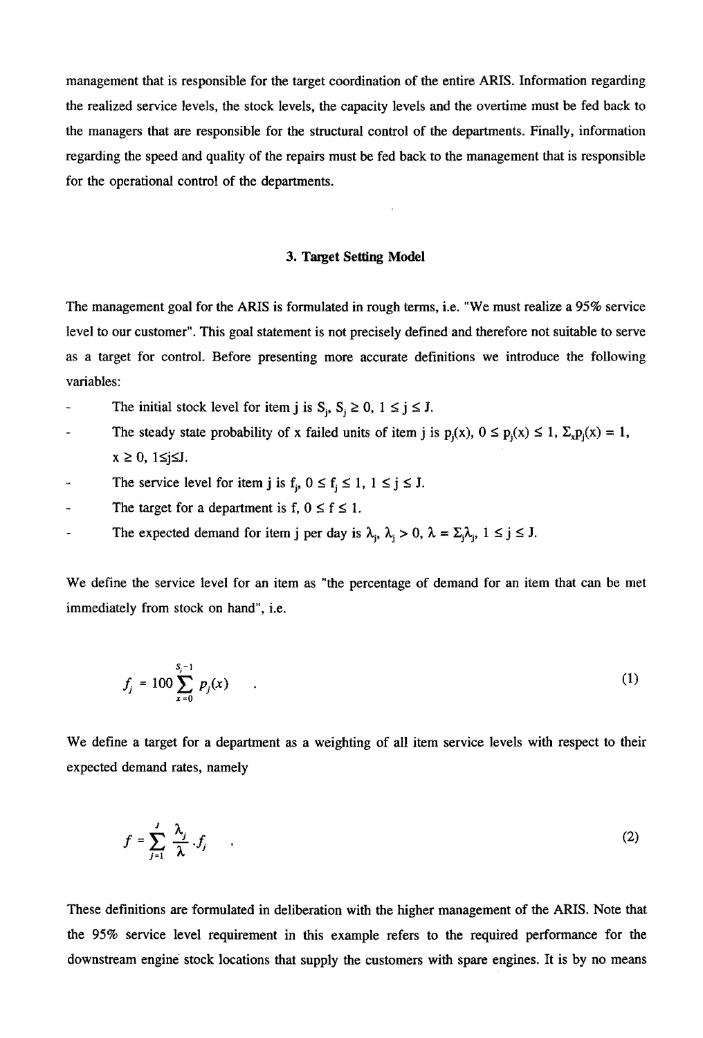management that is responsible for the target coordination of the entire ARIS. Information regarding the realized service levels, the stock levels, the capacity levels and the overtime must be fed back to the managers that are responsible for the structural control of the departments. Finally, information regarding the speed and quality of the repairs must be fed back to the management that is responsible for the operational control of the departments.

## 3. Target Setting Model

The management goal for the ARIS is formulated in rough terms, i.e. "We must realize a 95% service level to our customer". This goal statement is not precisely defined and therefore not suitable to serve as a target for control. Before presenting more accurate definitions we introduce the following variables:

- The initial stock level for item j is $S_j$, $S_j \geq 0$, $1 \leq j \leq J$.
- The steady state probability of x failed units of item j is $p_j(x)$, $0 \leq p_j(x) \leq 1$, $\Sigma_x p_j(x) = 1$, $x \geq 0$, $1 \leq j \leq J$.
- The service level for item j is $f_j$, $0 \leq f_j \leq 1$, $1 \leq j \leq J$.
- The target for a department is f, $0 \leq f \leq 1$.
- The expected demand for item j per day is $\lambda_j$, $\lambda_j > 0$, $\lambda = \Sigma_j \lambda_j$, $1 \leq j \leq J$.

We define the service level for an item as "the percentage of demand for an item that can be met immediately from stock on hand", i.e.

$$f_j = 100 \sum_{x=0}^{S_j - 1} p_j(x) \quad . \tag{1}$$

We define a target for a department as a weighting of all item service levels with respect to their expected demand rates, namely

$$f = \sum_{j=1}^{J} \frac{\lambda_j}{\lambda} . f_j \quad . \tag{2}$$

These definitions are formulated in deliberation with the higher management of the ARIS. Note that the 95% service level requirement in this example refers to the required performance for the downstream engine stock locations that supply the customers with spare engines. It is by no means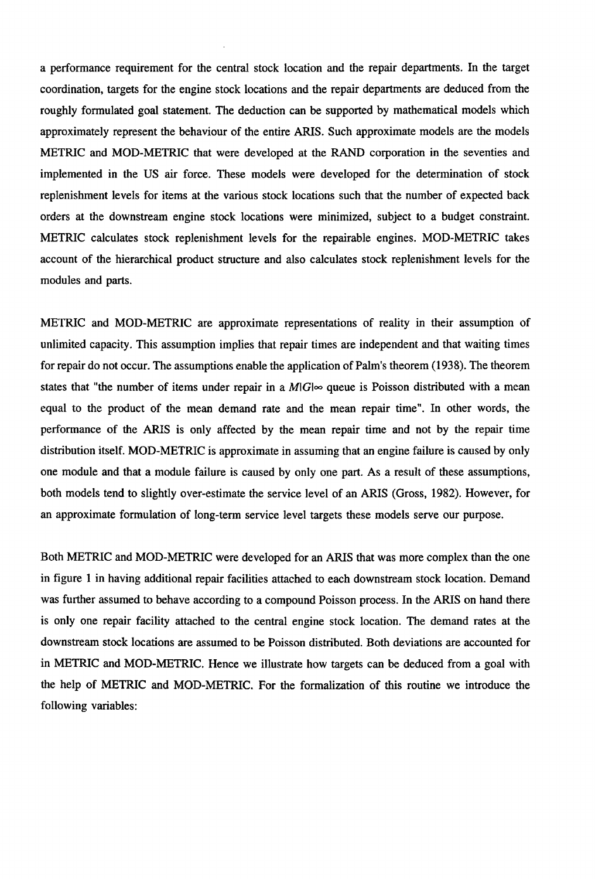a performance requirement for the central stock location and the repair departments. In the target coordination, targets for the engine stock locations and the repair departments are deduced from the roughly formulated goal statement. The deduction can be supported by mathematical models which approximately represent the behaviour of the entire ARIS. Such approximate models are the models METRIC and MOD-METRIC that were developed at the RAND corporation in the seventies and implemented in the US air force. These models were developed for the determination of stock replenishment levels for items at the various stock locations such that the number of expected back orders at the downstream engine stock locations were minimized, subject to a budget constraint. METRIC calculates stock replenishment levels for the repairable engines. MOD-METRIC takes account of the hierarchical product structure and also calculates stock replenishment levels for the modules and parts.

METRIC and MOD-METRIC are approximate representations of reality in their assumption of unlimited capacity. This assumption implies that repair times are independent and that waiting times for repair do not occur. The assumptions enable the application of Palm's theorem (1938). The theorem states that "the number of items under repair in a $M|G|\infty$ queue is Poisson distributed with a mean equal to the product of the mean demand rate and the mean repair time". In other words, the performance of the ARIS is only affected by the mean repair time and not by the repair time distribution itself. MOD-METRIC is approximate in assuming that an engine failure is caused by only one module and that a module failure is caused by only one part. As a result of these assumptions, both models tend to slightly over-estimate the service level of an ARIS (Gross, 1982). However, for an approximate formulation of long-term service level targets these models serve our purpose.

Both METRIC and MOD-METRIC were developed for an ARIS that was more complex than the one in figure 1 in having additional repair facilities attached to each downstream stock location. Demand was further assumed to behave according to a compound Poisson process. In the ARIS on hand there is only one repair facility attached to the central engine stock location. The demand rates at the downstream stock locations are assumed to be Poisson distributed. Both deviations are accounted for in METRIC and MOD-METRIC. Hence we illustrate how targets can be deduced from a goal with the help of METRIC and MOD-METRIC. For the formalization of this routine we introduce the following variables: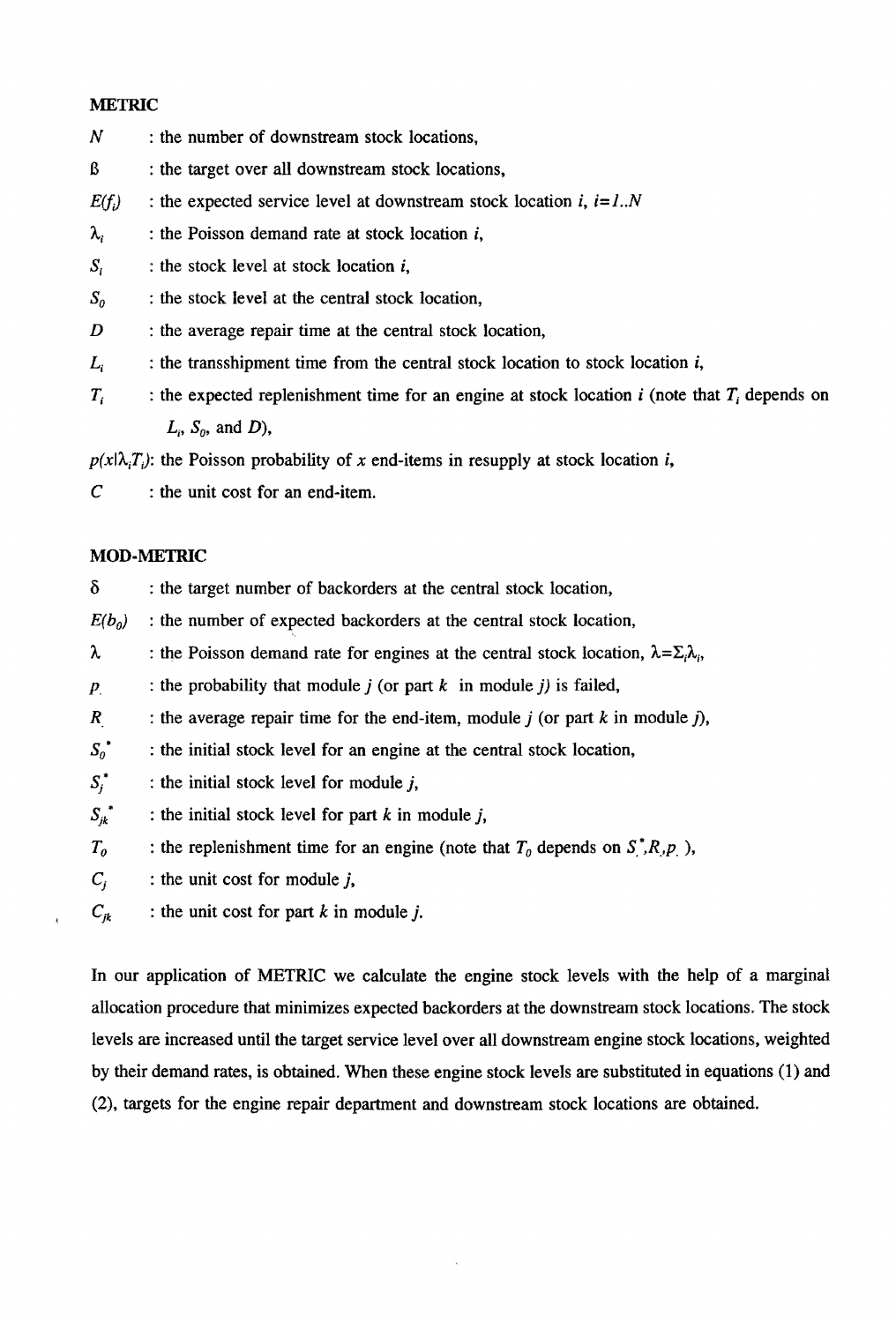**METRIC**

$N$ : the number of downstream stock locations,

$\beta$ : the target over all downstream stock locations,

$E(f_i)$ : the expected service level at downstream stock location $i$, $i=1..N$

$\lambda_i$ : the Poisson demand rate at stock location $i$,

$S_i$ : the stock level at stock location $i$,

$S_0$ : the stock level at the central stock location,

$D$ : the average repair time at the central stock location,

$L_i$ : the transshipment time from the central stock location to stock location $i$,

$T_i$ : the expected replenishment time for an engine at stock location $i$ (note that $T_i$ depends on $L_i$, $S_0$, and $D$),

$p(x|\lambda_i T_i)$: the Poisson probability of $x$ end-items in resupply at stock location $i$,

$C$ : the unit cost for an end-item.

**MOD-METRIC**

$\delta$ : the target number of backorders at the central stock location,

$E(b_0)$ : the number of expected backorders at the central stock location,

$\lambda$ : the Poisson demand rate for engines at the central stock location, $\lambda=\Sigma_i\lambda_i$,

$p_.$ : the probability that module $j$ (or part $k$ in module $j$) is failed,

$R_.$ : the average repair time for the end-item, module $j$ (or part $k$ in module $j$),

$S_0^*$ : the initial stock level for an engine at the central stock location,

$S_j^*$ : the initial stock level for module $j$,

$S_{jk}^*$ : the initial stock level for part $k$ in module $j$,

$T_0$ : the replenishment time for an engine (note that $T_0$ depends on $S_.^*, R_., p_.$ ),

$C_j$ : the unit cost for module $j$,

$C_{jk}$ : the unit cost for part $k$ in module $j$.

In our application of METRIC we calculate the engine stock levels with the help of a marginal allocation procedure that minimizes expected backorders at the downstream stock locations. The stock levels are increased until the target service level over all downstream engine stock locations, weighted by their demand rates, is obtained. When these engine stock levels are substituted in equations (1) and (2), targets for the engine repair department and downstream stock locations are obtained.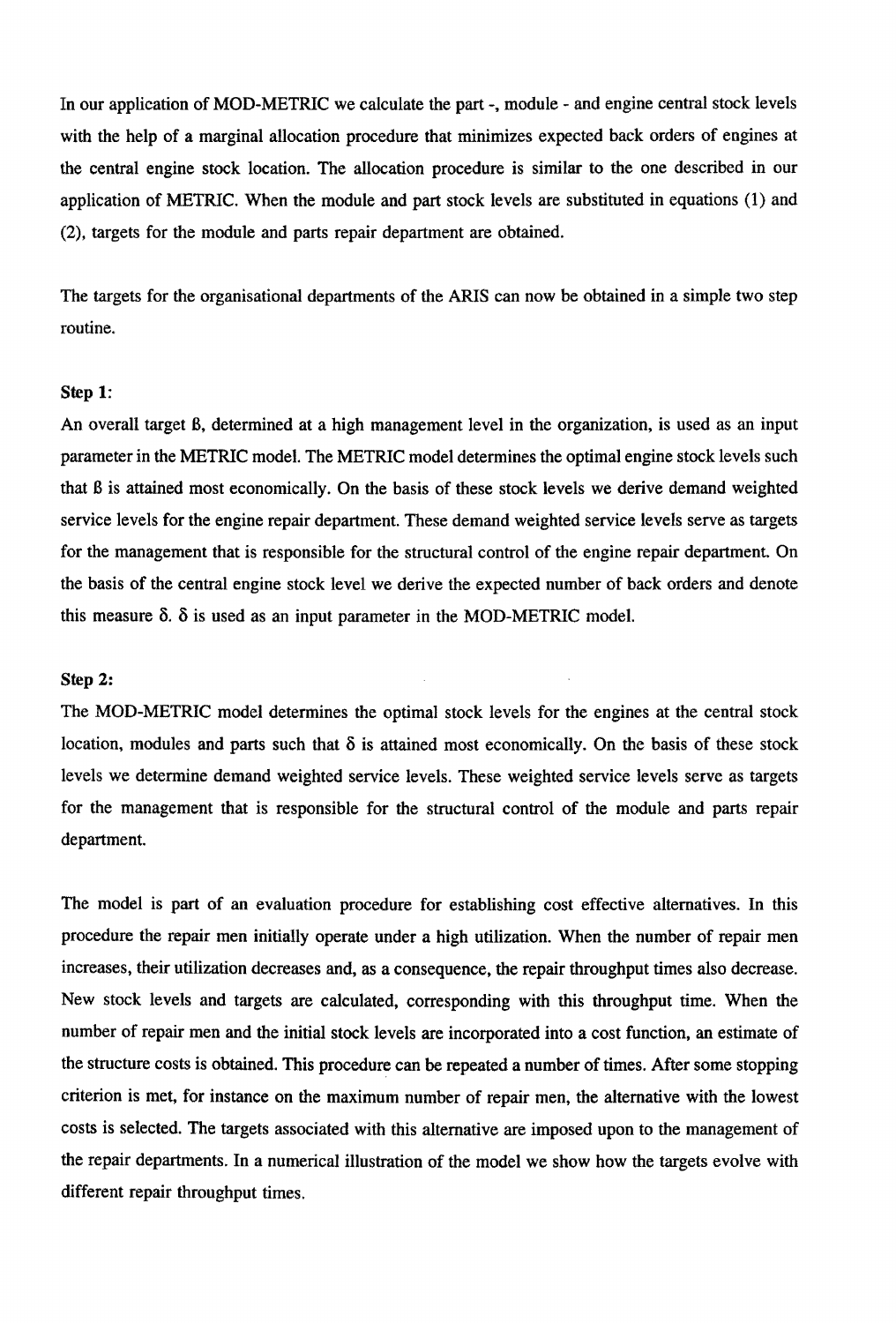In our application of MOD-METRIC we calculate the part -, module - and engine central stock levels with the help of a marginal allocation procedure that minimizes expected back orders of engines at the central engine stock location. The allocation procedure is similar to the one described in our application of METRIC. When the module and part stock levels are substituted in equations (1) and (2), targets for the module and parts repair department are obtained.

The targets for the organisational departments of the ARIS can now be obtained in a simple two step routine.

**Step 1:**

An overall target $\beta$, determined at a high management level in the organization, is used as an input parameter in the METRIC model. The METRIC model determines the optimal engine stock levels such that $\beta$ is attained most economically. On the basis of these stock levels we derive demand weighted service levels for the engine repair department. These demand weighted service levels serve as targets for the management that is responsible for the structural control of the engine repair department. On the basis of the central engine stock level we derive the expected number of back orders and denote this measure $\delta$. $\delta$ is used as an input parameter in the MOD-METRIC model.

**Step 2:**

The MOD-METRIC model determines the optimal stock levels for the engines at the central stock location, modules and parts such that $\delta$ is attained most economically. On the basis of these stock levels we determine demand weighted service levels. These weighted service levels serve as targets for the management that is responsible for the structural control of the module and parts repair department.

The model is part of an evaluation procedure for establishing cost effective alternatives. In this procedure the repair men initially operate under a high utilization. When the number of repair men increases, their utilization decreases and, as a consequence, the repair throughput times also decrease. New stock levels and targets are calculated, corresponding with this throughput time. When the number of repair men and the initial stock levels are incorporated into a cost function, an estimate of the structure costs is obtained. This procedure can be repeated a number of times. After some stopping criterion is met, for instance on the maximum number of repair men, the alternative with the lowest costs is selected. The targets associated with this alternative are imposed upon to the management of the repair departments. In a numerical illustration of the model we show how the targets evolve with different repair throughput times.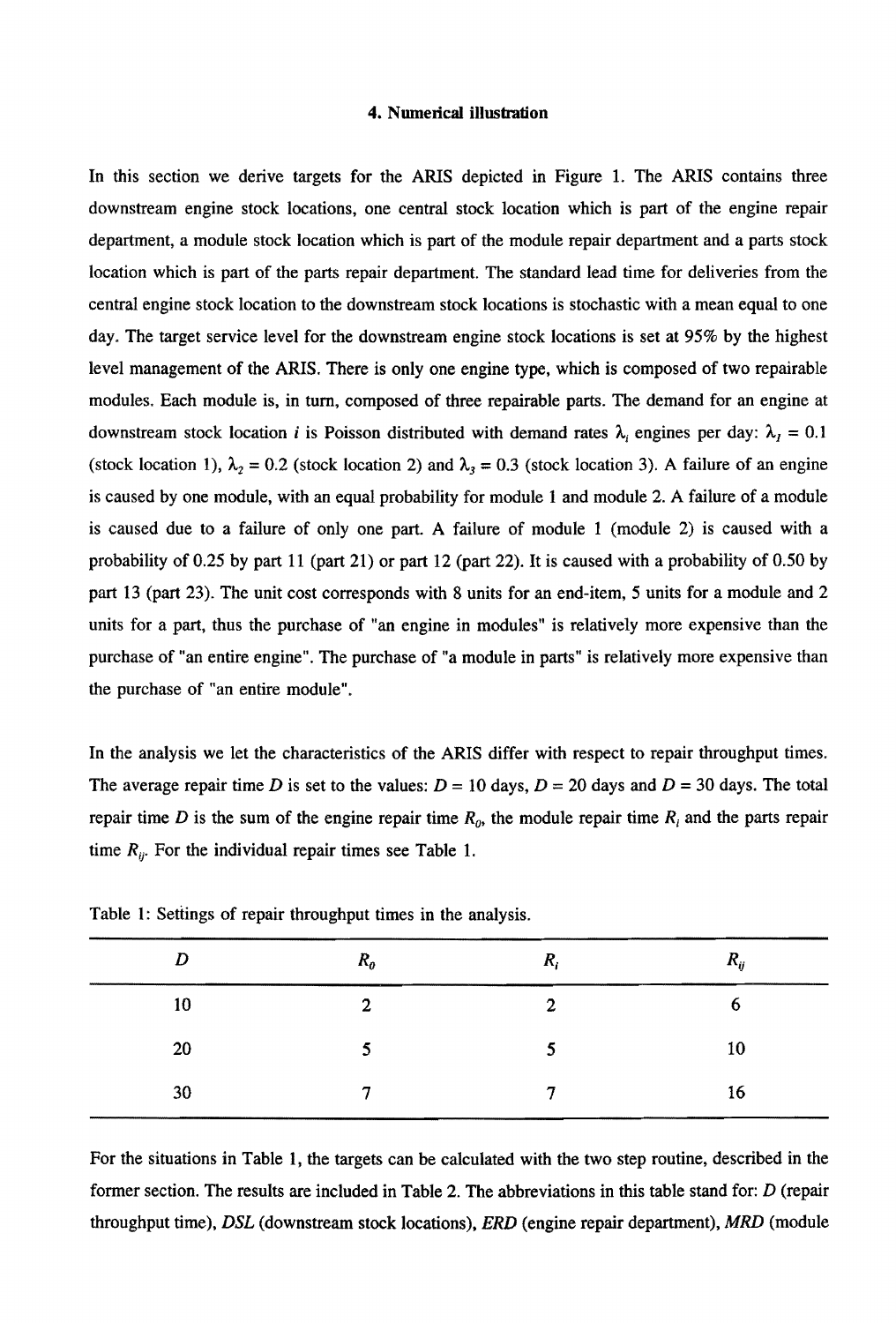## 4. Numerical illustration

In this section we derive targets for the ARIS depicted in Figure 1. The ARIS contains three downstream engine stock locations, one central stock location which is part of the engine repair department, a module stock location which is part of the module repair department and a parts stock location which is part of the parts repair department. The standard lead time for deliveries from the central engine stock location to the downstream stock locations is stochastic with a mean equal to one day. The target service level for the downstream engine stock locations is set at 95% by the highest level management of the ARIS. There is only one engine type, which is composed of two repairable modules. Each module is, in turn, composed of three repairable parts. The demand for an engine at downstream stock location $i$ is Poisson distributed with demand rates $\lambda_i$ engines per day: $\lambda_1 = 0.1$ (stock location 1), $\lambda_2 = 0.2$ (stock location 2) and $\lambda_3 = 0.3$ (stock location 3). A failure of an engine is caused by one module, with an equal probability for module 1 and module 2. A failure of a module is caused due to a failure of only one part. A failure of module 1 (module 2) is caused with a probability of 0.25 by part 11 (part 21) or part 12 (part 22). It is caused with a probability of 0.50 by part 13 (part 23). The unit cost corresponds with 8 units for an end-item, 5 units for a module and 2 units for a part, thus the purchase of "an engine in modules" is relatively more expensive than the purchase of "an entire engine". The purchase of "a module in parts" is relatively more expensive than the purchase of "an entire module".

In the analysis we let the characteristics of the ARIS differ with respect to repair throughput times. The average repair time $D$ is set to the values: $D$ = 10 days, $D$ = 20 days and $D$ = 30 days. The total repair time $D$ is the sum of the engine repair time $R_0$, the module repair time $R_i$ and the parts repair time $R_{ij}$. For the individual repair times see Table 1.

Table 1: Settings of repair throughput times in the analysis.

| $D$ | $R_0$ | $R_i$ | $R_{ij}$ |
|---|---|---|---|
| 10 | 2 | 2 | 6 |
| 20 | 5 | 5 | 10 |
| 30 | 7 | 7 | 16 |

For the situations in Table 1, the targets can be calculated with the two step routine, described in the former section. The results are included in Table 2. The abbreviations in this table stand for: $D$ (repair throughput time), $DSL$ (downstream stock locations), $ERD$ (engine repair department), $MRD$ (module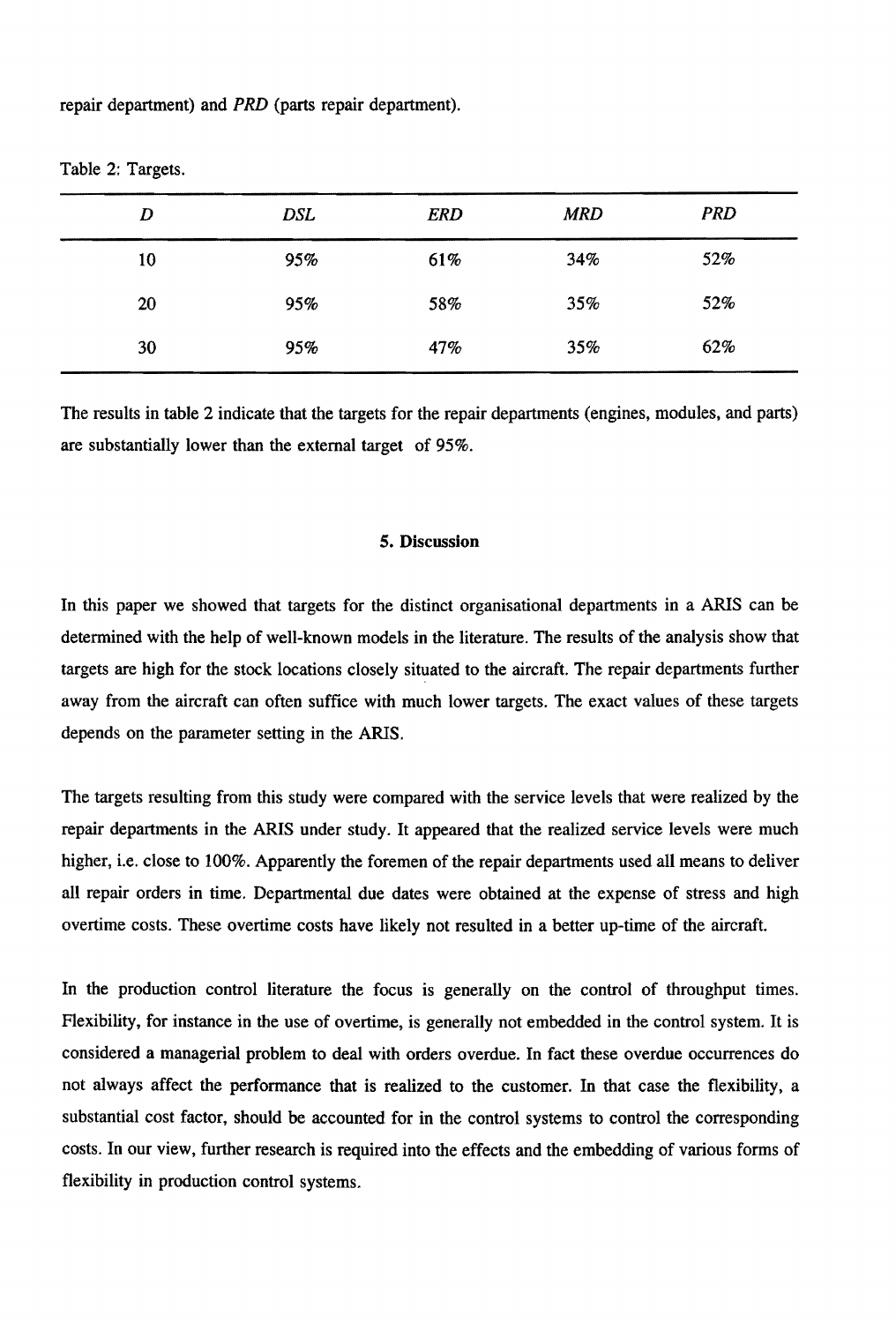repair department) and *PRD* (parts repair department).

Table 2: Targets.

| *D* | *DSL* | *ERD* | *MRD* | *PRD* |
|---|---|---|---|---|
| 10 | 95% | 61% | 34% | 52% |
| 20 | 95% | 58% | 35% | 52% |
| 30 | 95% | 47% | 35% | 62% |

The results in table 2 indicate that the targets for the repair departments (engines, modules, and parts) are substantially lower than the external target of 95%.

## 5. Discussion

In this paper we showed that targets for the distinct organisational departments in a ARIS can be determined with the help of well-known models in the literature. The results of the analysis show that targets are high for the stock locations closely situated to the aircraft. The repair departments further away from the aircraft can often suffice with much lower targets. The exact values of these targets depends on the parameter setting in the ARIS.

The targets resulting from this study were compared with the service levels that were realized by the repair departments in the ARIS under study. It appeared that the realized service levels were much higher, i.e. close to 100%. Apparently the foremen of the repair departments used all means to deliver all repair orders in time. Departmental due dates were obtained at the expense of stress and high overtime costs. These overtime costs have likely not resulted in a better up-time of the aircraft.

In the production control literature the focus is generally on the control of throughput times. Flexibility, for instance in the use of overtime, is generally not embedded in the control system. It is considered a managerial problem to deal with orders overdue. In fact these overdue occurrences do not always affect the performance that is realized to the customer. In that case the flexibility, a substantial cost factor, should be accounted for in the control systems to control the corresponding costs. In our view, further research is required into the effects and the embedding of various forms of flexibility in production control systems.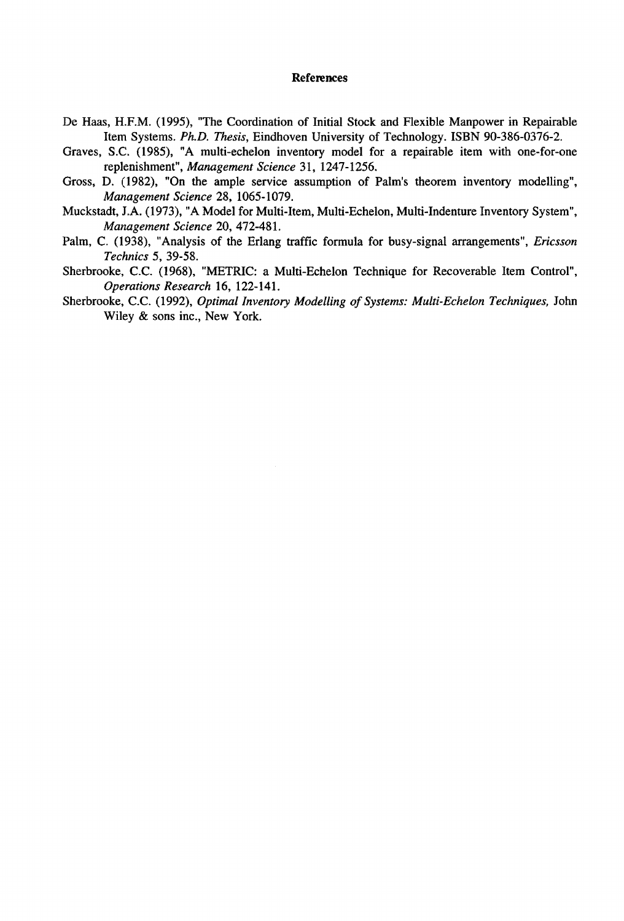# References

De Haas, H.F.M. (1995), "The Coordination of Initial Stock and Flexible Manpower in Repairable Item Systems. *Ph.D. Thesis*, Eindhoven University of Technology. ISBN 90-386-0376-2.

Graves, S.C. (1985), "A multi-echelon inventory model for a repairable item with one-for-one replenishment", *Management Science* 31, 1247-1256.

Gross, D. (1982), "On the ample service assumption of Palm's theorem inventory modelling", *Management Science* 28, 1065-1079.

Muckstadt, J.A. (1973), "A Model for Multi-Item, Multi-Echelon, Multi-Indenture Inventory System", *Management Science* 20, 472-481.

Palm, C. (1938), "Analysis of the Erlang traffic formula for busy-signal arrangements", *Ericsson Technics* 5, 39-58.

Sherbrooke, C.C. (1968), "METRIC: a Multi-Echelon Technique for Recoverable Item Control", *Operations Research* 16, 122-141.

Sherbrooke, C.C. (1992), *Optimal Inventory Modelling of Systems: Multi-Echelon Techniques,* John Wiley & sons inc., New York.